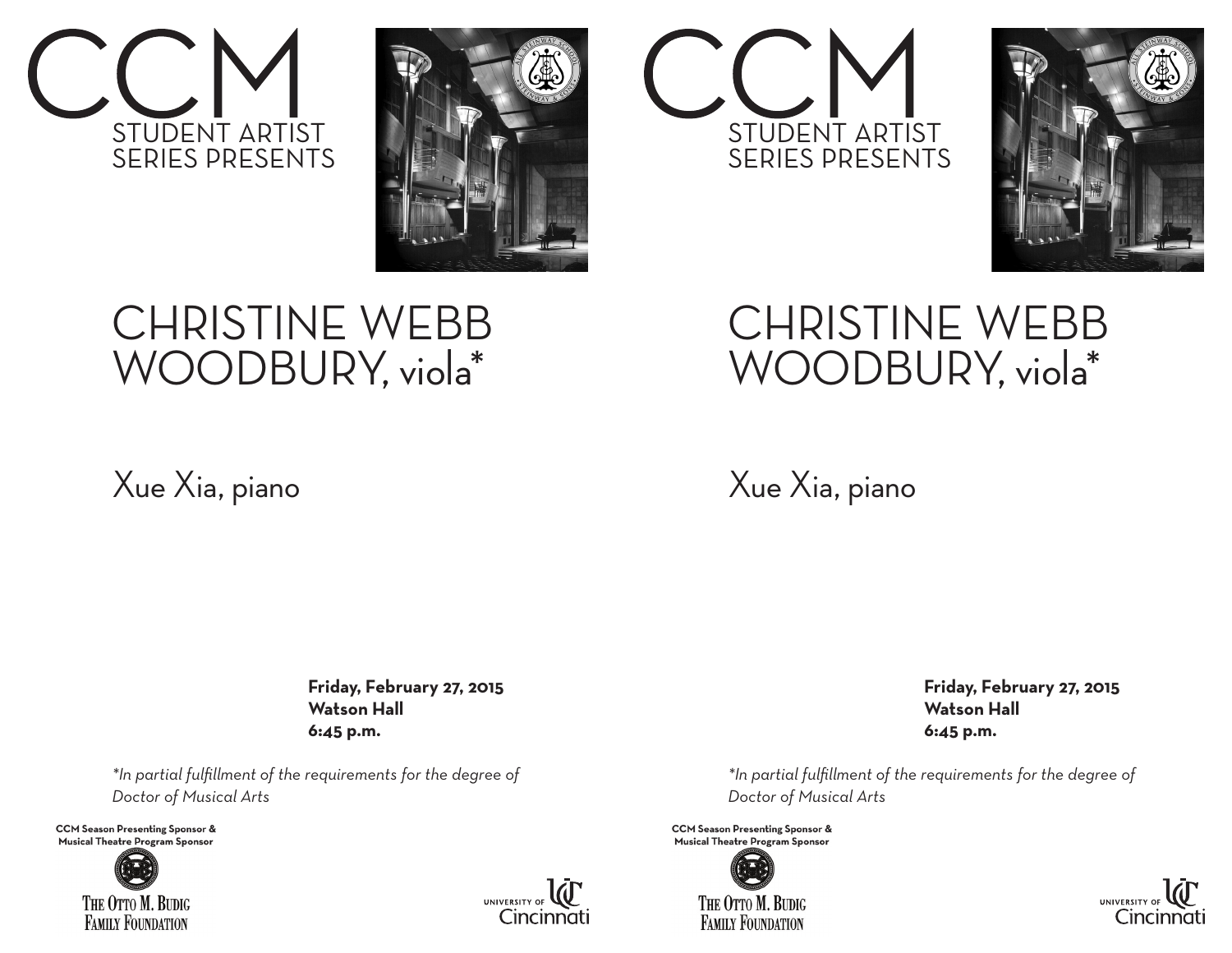# CCM

STUDENT ARTIST
SERIES PRESENTS

# CHRISTINE WEBB WOODBURY, viola*

Xue Xia, piano

**Friday, February 27, 2015**
**Watson Hall**
**6:45 p.m.**

*\*In partial fulfillment of the requirements for the degree of Doctor of Musical Arts*

**CCM Season Presenting Sponsor & Musical Theatre Program Sponsor**

THE OTTO M. BUDIG FAMILY FOUNDATION

UNIVERSITY OF Cincinnati

# CCM

STUDENT ARTIST
SERIES PRESENTS

# CHRISTINE WEBB WOODBURY, viola*

Xue Xia, piano

**Friday, February 27, 2015**
**Watson Hall**
**6:45 p.m.**

*\*In partial fulfillment of the requirements for the degree of Doctor of Musical Arts*

**CCM Season Presenting Sponsor & Musical Theatre Program Sponsor**

THE OTTO M. BUDIG FAMILY FOUNDATION

UNIVERSITY OF Cincinnati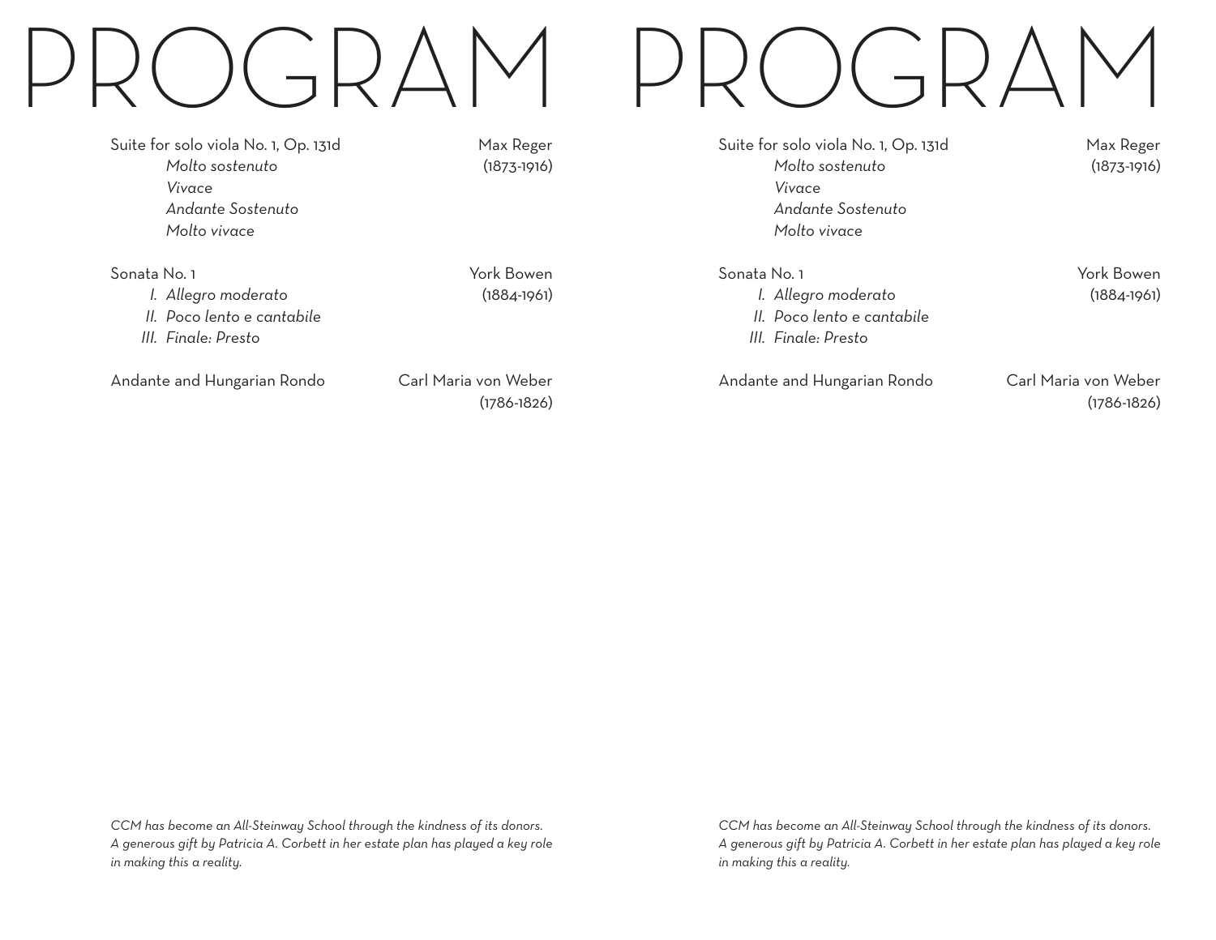# PROGRAM

Suite for solo viola No. 1, Op. 131d — Max Reger (1873-1916)

*Molto sostenuto*
*Vivace*
*Andante Sostenuto*
*Molto vivace*

Sonata No. 1 — York Bowen (1884-1961)

I. *Allegro moderato*
II. *Poco lento e cantabile*
III. *Finale: Presto*

Andante and Hungarian Rondo — Carl Maria von Weber (1786-1826)

*CCM has become an All-Steinway School through the kindness of its donors. A generous gift by Patricia A. Corbett in her estate plan has played a key role in making this a reality.*

# PROGRAM

Suite for solo viola No. 1, Op. 131d — Max Reger (1873-1916)

*Molto sostenuto*
*Vivace*
*Andante Sostenuto*
*Molto vivace*

Sonata No. 1 — York Bowen (1884-1961)

I. *Allegro moderato*
II. *Poco lento e cantabile*
III. *Finale: Presto*

Andante and Hungarian Rondo — Carl Maria von Weber (1786-1826)

*CCM has become an All-Steinway School through the kindness of its donors. A generous gift by Patricia A. Corbett in her estate plan has played a key role in making this a reality.*